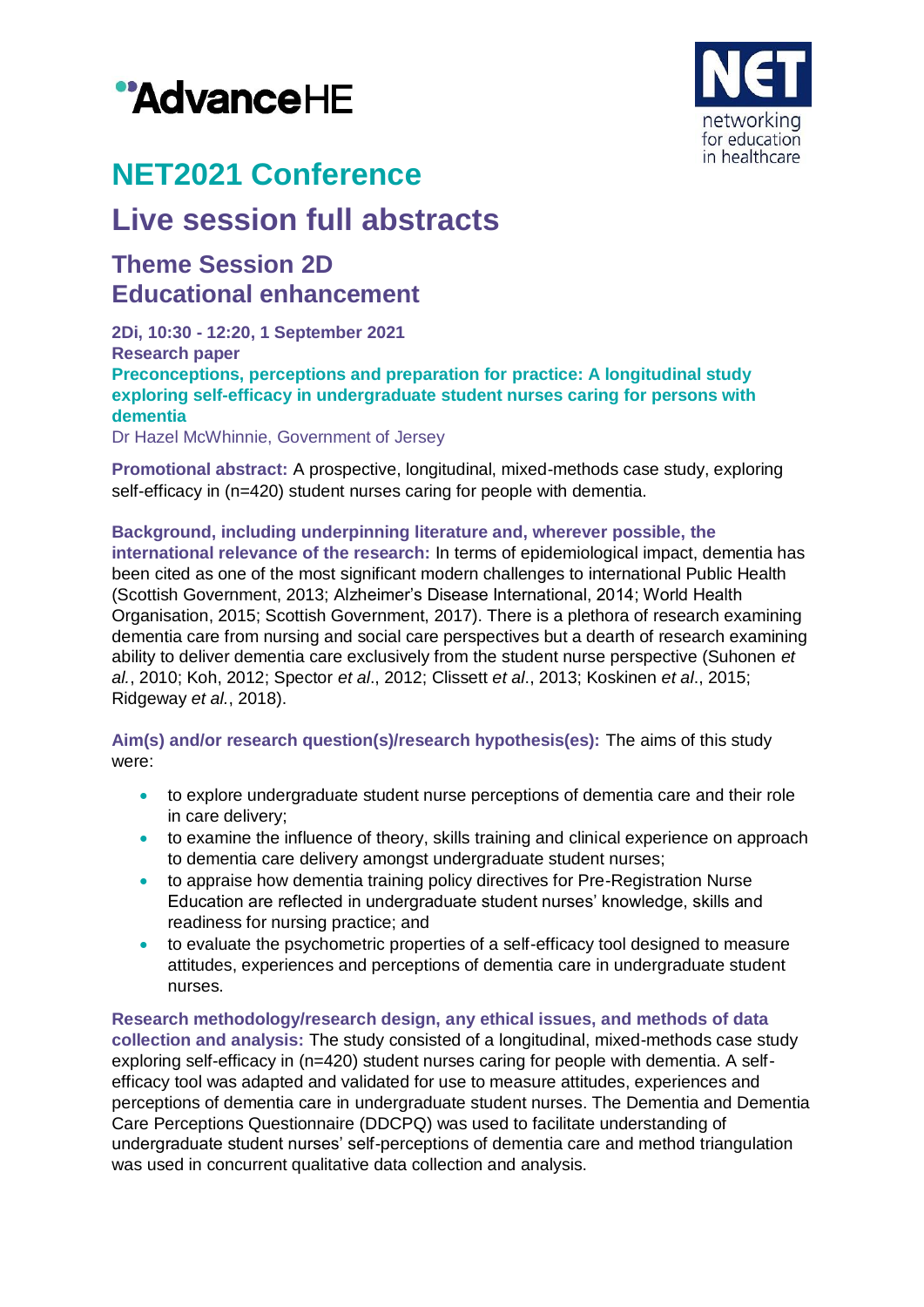# NET2021 Conference

# Live session full abstracts

## Theme Session 2D
## Educational enhancement

**2Di, 10:30 - 12:20, 1 September 2021**
**Research paper**
**Preconceptions, perceptions and preparation for practice: A longitudinal study exploring self-efficacy in undergraduate student nurses caring for persons with dementia**
Dr Hazel McWhinnie, Government of Jersey

**Promotional abstract:** A prospective, longitudinal, mixed-methods case study, exploring self-efficacy in (n=420) student nurses caring for people with dementia.

**Background, including underpinning literature and, wherever possible, the international relevance of the research:** In terms of epidemiological impact, dementia has been cited as one of the most significant modern challenges to international Public Health (Scottish Government, 2013; Alzheimer's Disease International, 2014; World Health Organisation, 2015; Scottish Government, 2017). There is a plethora of research examining dementia care from nursing and social care perspectives but a dearth of research examining ability to deliver dementia care exclusively from the student nurse perspective (Suhonen *et al.*, 2010; Koh, 2012; Spector *et al*., 2012; Clissett *et al*., 2013; Koskinen *et al*., 2015; Ridgeway *et al.*, 2018).

**Aim(s) and/or research question(s)/research hypothesis(es):** The aims of this study were:

- to explore undergraduate student nurse perceptions of dementia care and their role in care delivery;
- to examine the influence of theory, skills training and clinical experience on approach to dementia care delivery amongst undergraduate student nurses;
- to appraise how dementia training policy directives for Pre-Registration Nurse Education are reflected in undergraduate student nurses' knowledge, skills and readiness for nursing practice; and
- to evaluate the psychometric properties of a self-efficacy tool designed to measure attitudes, experiences and perceptions of dementia care in undergraduate student nurses.

**Research methodology/research design, any ethical issues, and methods of data collection and analysis:** The study consisted of a longitudinal, mixed-methods case study exploring self-efficacy in (n=420) student nurses caring for people with dementia. A self-efficacy tool was adapted and validated for use to measure attitudes, experiences and perceptions of dementia care in undergraduate student nurses. The Dementia and Dementia Care Perceptions Questionnaire (DDCPQ) was used to facilitate understanding of undergraduate student nurses' self-perceptions of dementia care and method triangulation was used in concurrent qualitative data collection and analysis.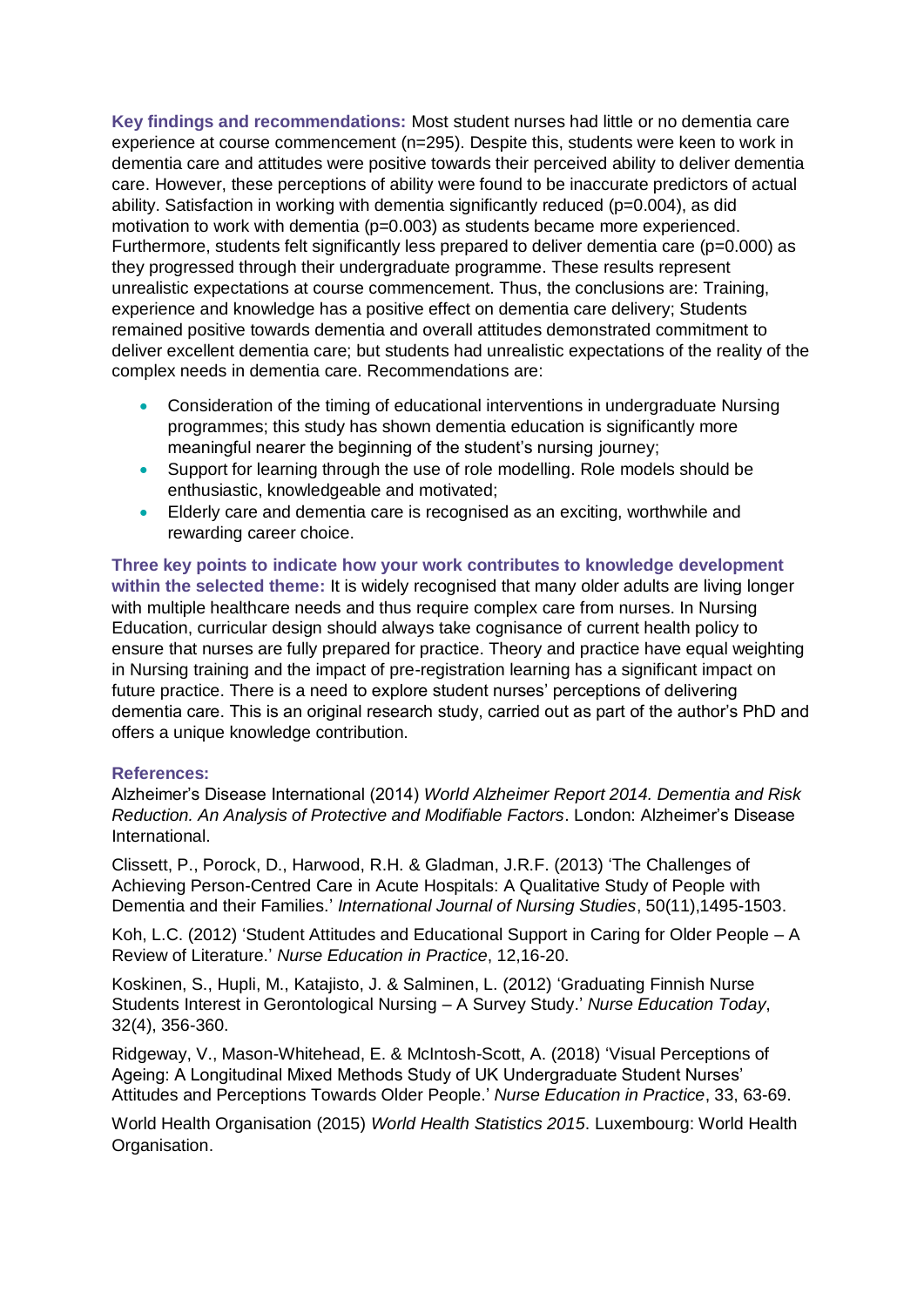**Key findings and recommendations:** Most student nurses had little or no dementia care experience at course commencement (n=295). Despite this, students were keen to work in dementia care and attitudes were positive towards their perceived ability to deliver dementia care. However, these perceptions of ability were found to be inaccurate predictors of actual ability. Satisfaction in working with dementia significantly reduced ($p=0.004$), as did motivation to work with dementia ($p=0.003$) as students became more experienced. Furthermore, students felt significantly less prepared to deliver dementia care ($p=0.000$) as they progressed through their undergraduate programme. These results represent unrealistic expectations at course commencement. Thus, the conclusions are: Training, experience and knowledge has a positive effect on dementia care delivery; Students remained positive towards dementia and overall attitudes demonstrated commitment to deliver excellent dementia care; but students had unrealistic expectations of the reality of the complex needs in dementia care. Recommendations are:

- Consideration of the timing of educational interventions in undergraduate Nursing programmes; this study has shown dementia education is significantly more meaningful nearer the beginning of the student's nursing journey;
- Support for learning through the use of role modelling. Role models should be enthusiastic, knowledgeable and motivated;
- Elderly care and dementia care is recognised as an exciting, worthwhile and rewarding career choice.

**Three key points to indicate how your work contributes to knowledge development within the selected theme:** It is widely recognised that many older adults are living longer with multiple healthcare needs and thus require complex care from nurses. In Nursing Education, curricular design should always take cognisance of current health policy to ensure that nurses are fully prepared for practice. Theory and practice have equal weighting in Nursing training and the impact of pre-registration learning has a significant impact on future practice. There is a need to explore student nurses' perceptions of delivering dementia care. This is an original research study, carried out as part of the author's PhD and offers a unique knowledge contribution.

**References:**

Alzheimer's Disease International (2014) *World Alzheimer Report 2014. Dementia and Risk Reduction. An Analysis of Protective and Modifiable Factors*. London: Alzheimer's Disease International.

Clissett, P., Porock, D., Harwood, R.H. & Gladman, J.R.F. (2013) 'The Challenges of Achieving Person-Centred Care in Acute Hospitals: A Qualitative Study of People with Dementia and their Families.' *International Journal of Nursing Studies*, 50(11),1495-1503.

Koh, L.C. (2012) 'Student Attitudes and Educational Support in Caring for Older People – A Review of Literature.' *Nurse Education in Practice*, 12,16-20.

Koskinen, S., Hupli, M., Katajisto, J. & Salminen, L. (2012) 'Graduating Finnish Nurse Students Interest in Gerontological Nursing – A Survey Study.' *Nurse Education Today*, 32(4), 356-360.

Ridgeway, V., Mason-Whitehead, E. & McIntosh-Scott, A. (2018) 'Visual Perceptions of Ageing: A Longitudinal Mixed Methods Study of UK Undergraduate Student Nurses' Attitudes and Perceptions Towards Older People.' *Nurse Education in Practice*, 33, 63-69.

World Health Organisation (2015) *World Health Statistics 2015*. Luxembourg: World Health Organisation.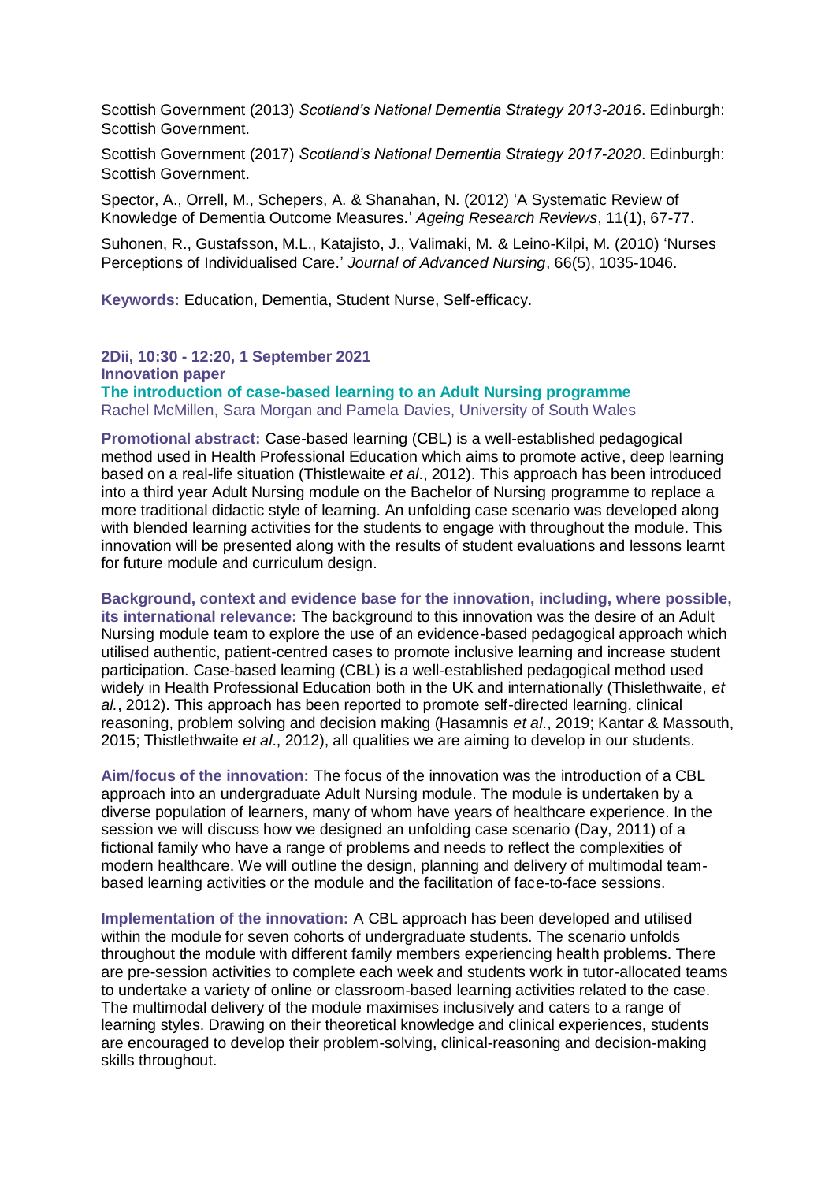Scottish Government (2013) *Scotland's National Dementia Strategy 2013-2016*. Edinburgh: Scottish Government.

Scottish Government (2017) *Scotland's National Dementia Strategy 2017-2020*. Edinburgh: Scottish Government.

Spector, A., Orrell, M., Schepers, A. & Shanahan, N. (2012) 'A Systematic Review of Knowledge of Dementia Outcome Measures.' *Ageing Research Reviews*, 11(1), 67-77.

Suhonen, R., Gustafsson, M.L., Katajisto, J., Valimaki, M. & Leino-Kilpi, M. (2010) 'Nurses Perceptions of Individualised Care.' *Journal of Advanced Nursing*, 66(5), 1035-1046.

**Keywords:** Education, Dementia, Student Nurse, Self-efficacy.

**2Dii, 10:30 - 12:20, 1 September 2021**
**Innovation paper**

## The introduction of case-based learning to an Adult Nursing programme

Rachel McMillen, Sara Morgan and Pamela Davies, University of South Wales

**Promotional abstract:** Case-based learning (CBL) is a well-established pedagogical method used in Health Professional Education which aims to promote active, deep learning based on a real-life situation (Thistlewaite *et al*., 2012). This approach has been introduced into a third year Adult Nursing module on the Bachelor of Nursing programme to replace a more traditional didactic style of learning. An unfolding case scenario was developed along with blended learning activities for the students to engage with throughout the module. This innovation will be presented along with the results of student evaluations and lessons learnt for future module and curriculum design.

**Background, context and evidence base for the innovation, including, where possible, its international relevance:** The background to this innovation was the desire of an Adult Nursing module team to explore the use of an evidence-based pedagogical approach which utilised authentic, patient-centred cases to promote inclusive learning and increase student participation. Case-based learning (CBL) is a well-established pedagogical method used widely in Health Professional Education both in the UK and internationally (Thislethwaite, *et al.*, 2012). This approach has been reported to promote self-directed learning, clinical reasoning, problem solving and decision making (Hasamnis *et al*., 2019; Kantar & Massouth, 2015; Thistlethwaite *et al*., 2012), all qualities we are aiming to develop in our students.

**Aim/focus of the innovation:** The focus of the innovation was the introduction of a CBL approach into an undergraduate Adult Nursing module. The module is undertaken by a diverse population of learners, many of whom have years of healthcare experience. In the session we will discuss how we designed an unfolding case scenario (Day, 2011) of a fictional family who have a range of problems and needs to reflect the complexities of modern healthcare. We will outline the design, planning and delivery of multimodal team-based learning activities or the module and the facilitation of face-to-face sessions.

**Implementation of the innovation:** A CBL approach has been developed and utilised within the module for seven cohorts of undergraduate students. The scenario unfolds throughout the module with different family members experiencing health problems. There are pre-session activities to complete each week and students work in tutor-allocated teams to undertake a variety of online or classroom-based learning activities related to the case. The multimodal delivery of the module maximises inclusively and caters to a range of learning styles. Drawing on their theoretical knowledge and clinical experiences, students are encouraged to develop their problem-solving, clinical-reasoning and decision-making skills throughout.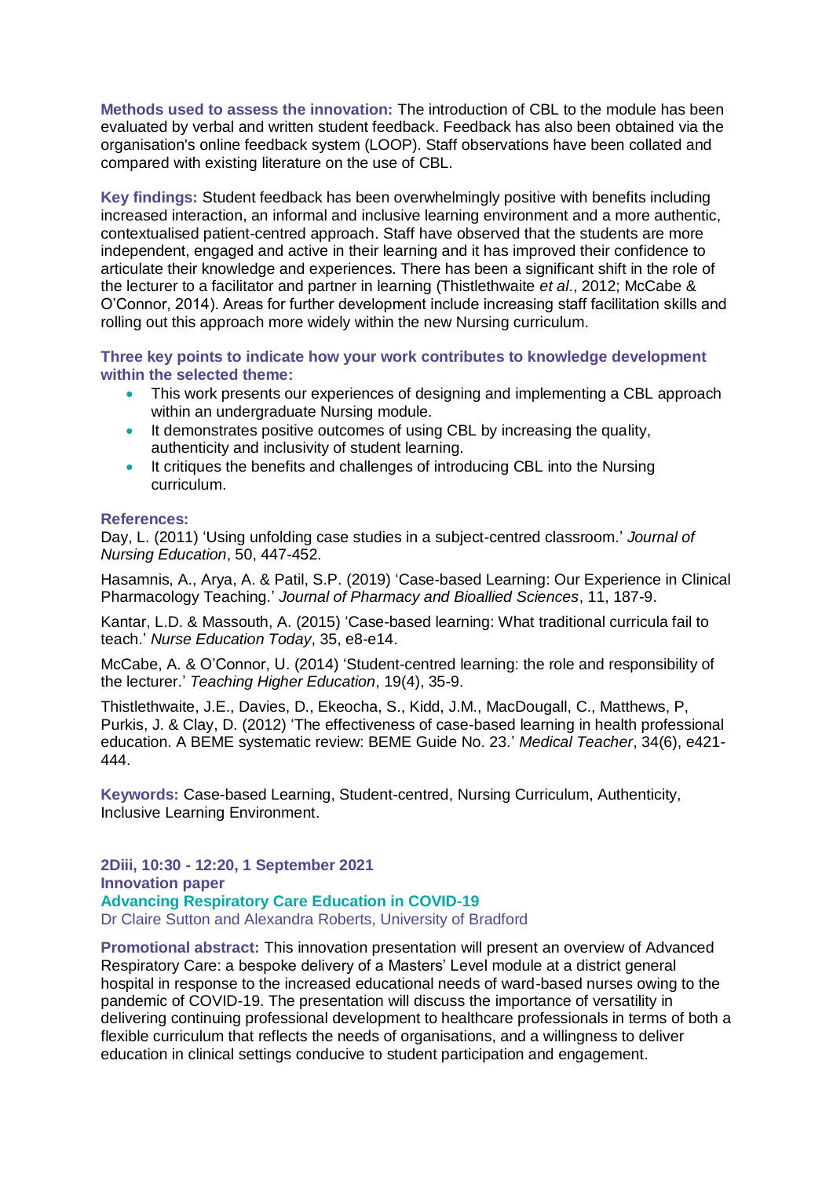**Methods used to assess the innovation:** The introduction of CBL to the module has been evaluated by verbal and written student feedback. Feedback has also been obtained via the organisation's online feedback system (LOOP). Staff observations have been collated and compared with existing literature on the use of CBL.

**Key findings:** Student feedback has been overwhelmingly positive with benefits including increased interaction, an informal and inclusive learning environment and a more authentic, contextualised patient-centred approach. Staff have observed that the students are more independent, engaged and active in their learning and it has improved their confidence to articulate their knowledge and experiences. There has been a significant shift in the role of the lecturer to a facilitator and partner in learning (Thistlethwaite *et al*., 2012; McCabe & O'Connor, 2014). Areas for further development include increasing staff facilitation skills and rolling out this approach more widely within the new Nursing curriculum.

**Three key points to indicate how your work contributes to knowledge development within the selected theme:**

- This work presents our experiences of designing and implementing a CBL approach within an undergraduate Nursing module.
- It demonstrates positive outcomes of using CBL by increasing the quality, authenticity and inclusivity of student learning.
- It critiques the benefits and challenges of introducing CBL into the Nursing curriculum.

**References:**

Day, L. (2011) 'Using unfolding case studies in a subject-centred classroom.' *Journal of Nursing Education*, 50, 447-452.

Hasamnis, A., Arya, A. & Patil, S.P. (2019) 'Case-based Learning: Our Experience in Clinical Pharmacology Teaching.' *Journal of Pharmacy and Bioallied Sciences*, 11, 187-9.

Kantar, L.D. & Massouth, A. (2015) 'Case-based learning: What traditional curricula fail to teach.' *Nurse Education Today*, 35, e8-e14.

McCabe, A. & O'Connor, U. (2014) 'Student-centred learning: the role and responsibility of the lecturer.' *Teaching Higher Education*, 19(4), 35-9.

Thistlethwaite, J.E., Davies, D., Ekeocha, S., Kidd, J.M., MacDougall, C., Matthews, P, Purkis, J. & Clay, D. (2012) 'The effectiveness of case-based learning in health professional education. A BEME systematic review: BEME Guide No. 23.' *Medical Teacher*, 34(6), e421-444.

**Keywords:** Case-based Learning, Student-centred, Nursing Curriculum, Authenticity, Inclusive Learning Environment.

**2Diii, 10:30 - 12:20, 1 September 2021**
**Innovation paper**

## Advancing Respiratory Care Education in COVID-19

Dr Claire Sutton and Alexandra Roberts, University of Bradford

**Promotional abstract:** This innovation presentation will present an overview of Advanced Respiratory Care: a bespoke delivery of a Masters' Level module at a district general hospital in response to the increased educational needs of ward-based nurses owing to the pandemic of COVID-19. The presentation will discuss the importance of versatility in delivering continuing professional development to healthcare professionals in terms of both a flexible curriculum that reflects the needs of organisations, and a willingness to deliver education in clinical settings conducive to student participation and engagement.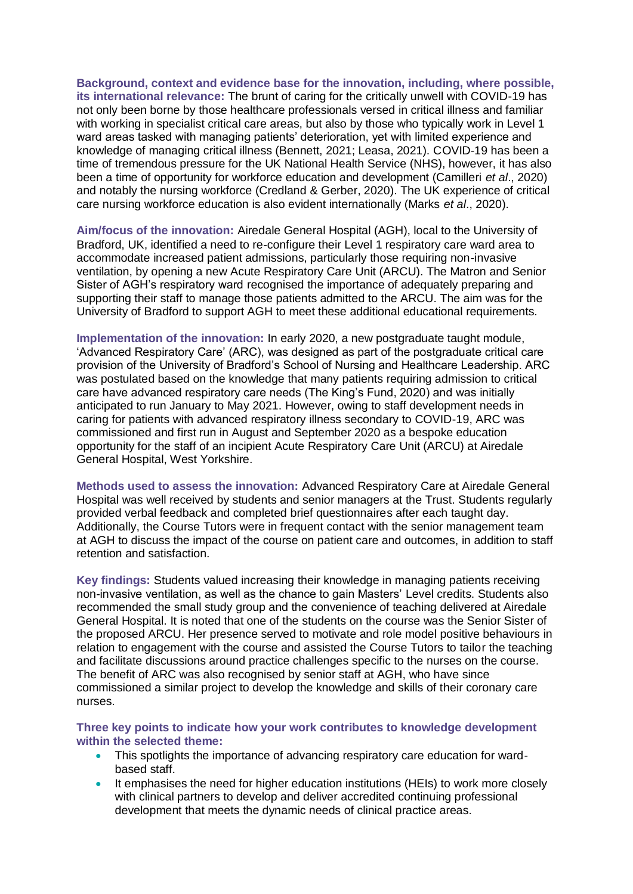**Background, context and evidence base for the innovation, including, where possible, its international relevance:** The brunt of caring for the critically unwell with COVID-19 has not only been borne by those healthcare professionals versed in critical illness and familiar with working in specialist critical care areas, but also by those who typically work in Level 1 ward areas tasked with managing patients' deterioration, yet with limited experience and knowledge of managing critical illness (Bennett, 2021; Leasa, 2021). COVID-19 has been a time of tremendous pressure for the UK National Health Service (NHS), however, it has also been a time of opportunity for workforce education and development (Camilleri *et al*., 2020) and notably the nursing workforce (Credland & Gerber, 2020). The UK experience of critical care nursing workforce education is also evident internationally (Marks *et al*., 2020).

**Aim/focus of the innovation:** Airedale General Hospital (AGH), local to the University of Bradford, UK, identified a need to re-configure their Level 1 respiratory care ward area to accommodate increased patient admissions, particularly those requiring non-invasive ventilation, by opening a new Acute Respiratory Care Unit (ARCU). The Matron and Senior Sister of AGH's respiratory ward recognised the importance of adequately preparing and supporting their staff to manage those patients admitted to the ARCU. The aim was for the University of Bradford to support AGH to meet these additional educational requirements.

**Implementation of the innovation:** In early 2020, a new postgraduate taught module, 'Advanced Respiratory Care' (ARC), was designed as part of the postgraduate critical care provision of the University of Bradford's School of Nursing and Healthcare Leadership. ARC was postulated based on the knowledge that many patients requiring admission to critical care have advanced respiratory care needs (The King's Fund, 2020) and was initially anticipated to run January to May 2021. However, owing to staff development needs in caring for patients with advanced respiratory illness secondary to COVID-19, ARC was commissioned and first run in August and September 2020 as a bespoke education opportunity for the staff of an incipient Acute Respiratory Care Unit (ARCU) at Airedale General Hospital, West Yorkshire.

**Methods used to assess the innovation:** Advanced Respiratory Care at Airedale General Hospital was well received by students and senior managers at the Trust. Students regularly provided verbal feedback and completed brief questionnaires after each taught day. Additionally, the Course Tutors were in frequent contact with the senior management team at AGH to discuss the impact of the course on patient care and outcomes, in addition to staff retention and satisfaction.

**Key findings:** Students valued increasing their knowledge in managing patients receiving non-invasive ventilation, as well as the chance to gain Masters' Level credits. Students also recommended the small study group and the convenience of teaching delivered at Airedale General Hospital. It is noted that one of the students on the course was the Senior Sister of the proposed ARCU. Her presence served to motivate and role model positive behaviours in relation to engagement with the course and assisted the Course Tutors to tailor the teaching and facilitate discussions around practice challenges specific to the nurses on the course. The benefit of ARC was also recognised by senior staff at AGH, who have since commissioned a similar project to develop the knowledge and skills of their coronary care nurses.

**Three key points to indicate how your work contributes to knowledge development within the selected theme:**

- This spotlights the importance of advancing respiratory care education for ward-based staff.
- It emphasises the need for higher education institutions (HEIs) to work more closely with clinical partners to develop and deliver accredited continuing professional development that meets the dynamic needs of clinical practice areas.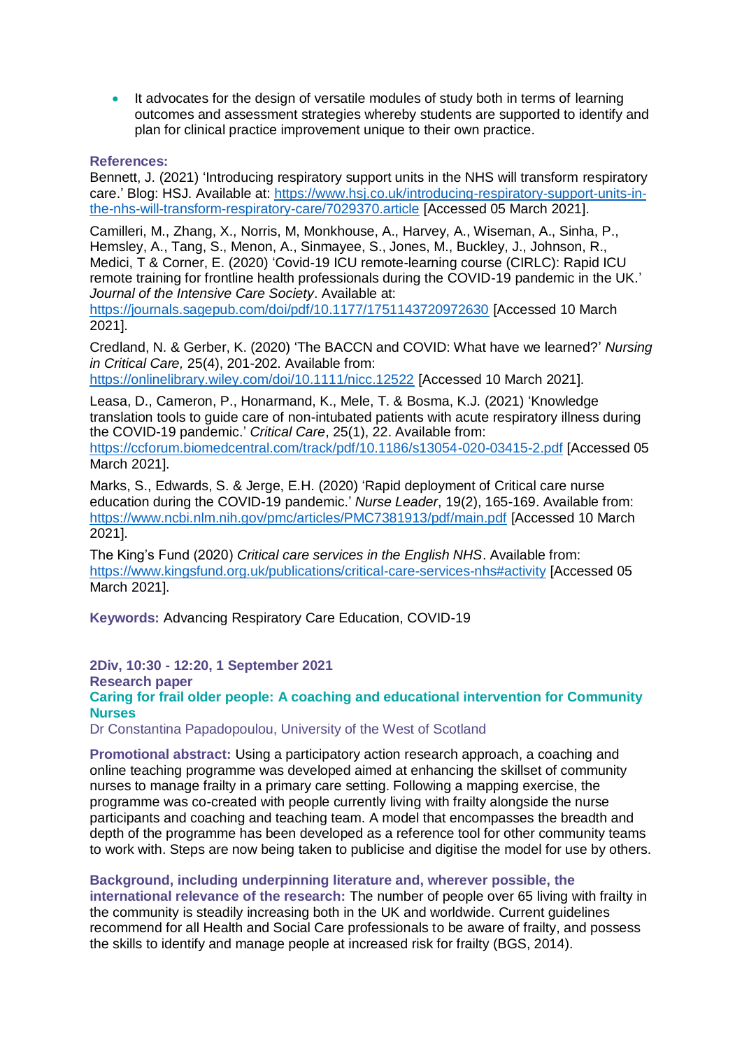- It advocates for the design of versatile modules of study both in terms of learning outcomes and assessment strategies whereby students are supported to identify and plan for clinical practice improvement unique to their own practice.

**References:**

Bennett, J. (2021) 'Introducing respiratory support units in the NHS will transform respiratory care.' Blog: HSJ. Available at: https://www.hsj.co.uk/introducing-respiratory-support-units-in-the-nhs-will-transform-respiratory-care/7029370.article [Accessed 05 March 2021].

Camilleri, M., Zhang, X., Norris, M, Monkhouse, A., Harvey, A., Wiseman, A., Sinha, P., Hemsley, A., Tang, S., Menon, A., Sinmayee, S., Jones, M., Buckley, J., Johnson, R., Medici, T & Corner, E. (2020) 'Covid-19 ICU remote-learning course (CIRLC): Rapid ICU remote training for frontline health professionals during the COVID-19 pandemic in the UK.' *Journal of the Intensive Care Society*. Available at: https://journals.sagepub.com/doi/pdf/10.1177/1751143720972630 [Accessed 10 March 2021].

Credland, N. & Gerber, K. (2020) 'The BACCN and COVID: What have we learned?' *Nursing in Critical Care,* 25(4), 201-202. Available from: https://onlinelibrary.wiley.com/doi/10.1111/nicc.12522 [Accessed 10 March 2021].

Leasa, D., Cameron, P., Honarmand, K., Mele, T. & Bosma, K.J. (2021) 'Knowledge translation tools to guide care of non-intubated patients with acute respiratory illness during the COVID-19 pandemic.' *Critical Care*, 25(1), 22. Available from: https://ccforum.biomedcentral.com/track/pdf/10.1186/s13054-020-03415-2.pdf [Accessed 05 March 2021].

Marks, S., Edwards, S. & Jerge, E.H. (2020) 'Rapid deployment of Critical care nurse education during the COVID-19 pandemic.' *Nurse Leader*, 19(2), 165-169. Available from: https://www.ncbi.nlm.nih.gov/pmc/articles/PMC7381913/pdf/main.pdf [Accessed 10 March 2021].

The King's Fund (2020) *Critical care services in the English NHS*. Available from: https://www.kingsfund.org.uk/publications/critical-care-services-nhs#activity [Accessed 05 March 2021].

**Keywords:** Advancing Respiratory Care Education, COVID-19

**2Div, 10:30 - 12:20, 1 September 2021**
**Research paper**

## Caring for frail older people: A coaching and educational intervention for Community Nurses

Dr Constantina Papadopoulou, University of the West of Scotland

**Promotional abstract:** Using a participatory action research approach, a coaching and online teaching programme was developed aimed at enhancing the skillset of community nurses to manage frailty in a primary care setting. Following a mapping exercise, the programme was co-created with people currently living with frailty alongside the nurse participants and coaching and teaching team. A model that encompasses the breadth and depth of the programme has been developed as a reference tool for other community teams to work with. Steps are now being taken to publicise and digitise the model for use by others.

**Background, including underpinning literature and, wherever possible, the international relevance of the research:** The number of people over 65 living with frailty in the community is steadily increasing both in the UK and worldwide. Current guidelines recommend for all Health and Social Care professionals to be aware of frailty, and possess the skills to identify and manage people at increased risk for frailty (BGS, 2014).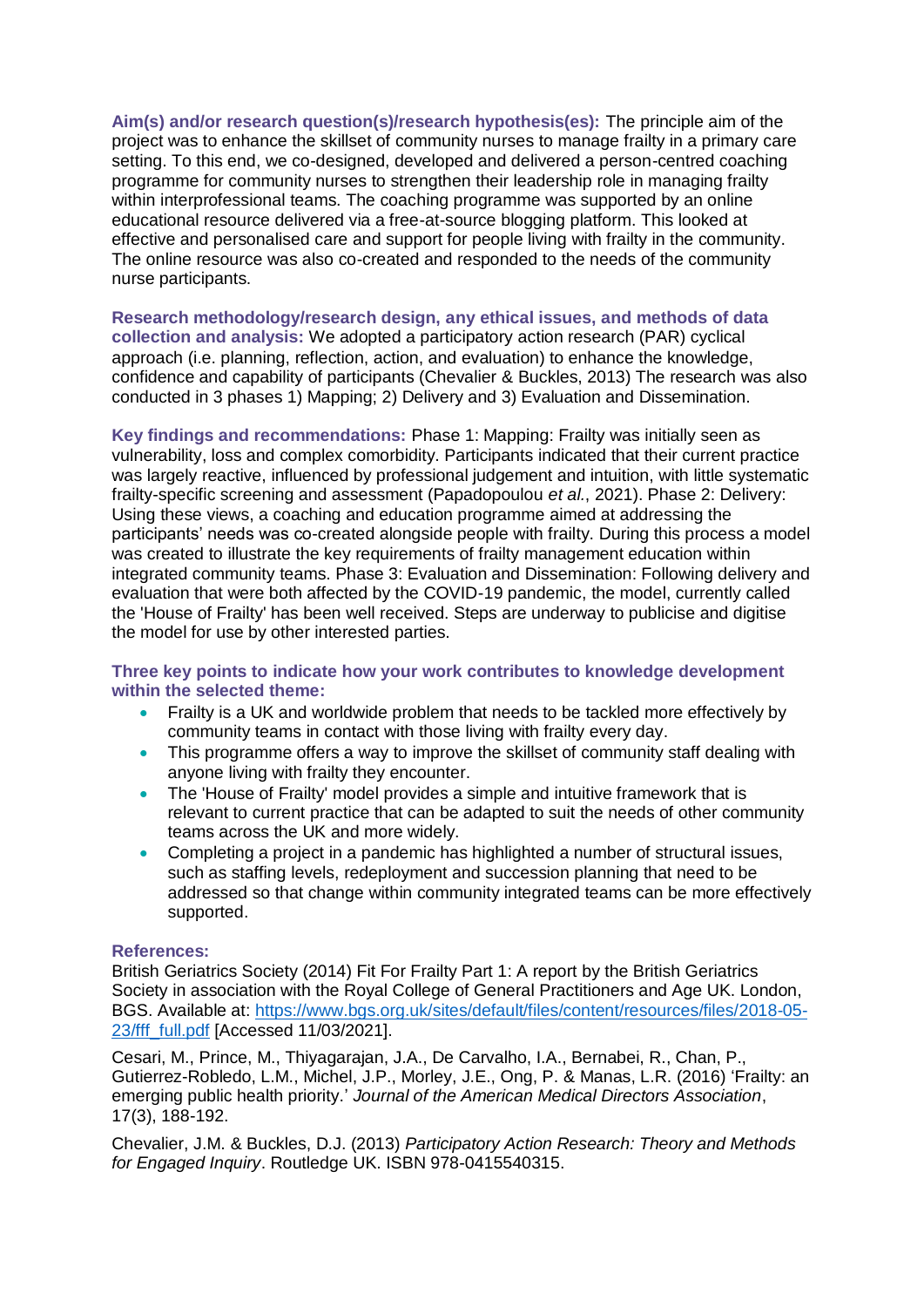**Aim(s) and/or research question(s)/research hypothesis(es):** The principle aim of the project was to enhance the skillset of community nurses to manage frailty in a primary care setting. To this end, we co-designed, developed and delivered a person-centred coaching programme for community nurses to strengthen their leadership role in managing frailty within interprofessional teams. The coaching programme was supported by an online educational resource delivered via a free-at-source blogging platform. This looked at effective and personalised care and support for people living with frailty in the community. The online resource was also co-created and responded to the needs of the community nurse participants.

**Research methodology/research design, any ethical issues, and methods of data collection and analysis:** We adopted a participatory action research (PAR) cyclical approach (i.e. planning, reflection, action, and evaluation) to enhance the knowledge, confidence and capability of participants (Chevalier & Buckles, 2013) The research was also conducted in 3 phases 1) Mapping; 2) Delivery and 3) Evaluation and Dissemination.

**Key findings and recommendations:** Phase 1: Mapping: Frailty was initially seen as vulnerability, loss and complex comorbidity. Participants indicated that their current practice was largely reactive, influenced by professional judgement and intuition, with little systematic frailty-specific screening and assessment (Papadopoulou *et al.*, 2021). Phase 2: Delivery: Using these views, a coaching and education programme aimed at addressing the participants' needs was co-created alongside people with frailty. During this process a model was created to illustrate the key requirements of frailty management education within integrated community teams. Phase 3: Evaluation and Dissemination: Following delivery and evaluation that were both affected by the COVID-19 pandemic, the model, currently called the 'House of Frailty' has been well received. Steps are underway to publicise and digitise the model for use by other interested parties.

**Three key points to indicate how your work contributes to knowledge development within the selected theme:**

- Frailty is a UK and worldwide problem that needs to be tackled more effectively by community teams in contact with those living with frailty every day.
- This programme offers a way to improve the skillset of community staff dealing with anyone living with frailty they encounter.
- The 'House of Frailty' model provides a simple and intuitive framework that is relevant to current practice that can be adapted to suit the needs of other community teams across the UK and more widely.
- Completing a project in a pandemic has highlighted a number of structural issues, such as staffing levels, redeployment and succession planning that need to be addressed so that change within community integrated teams can be more effectively supported.

**References:**

British Geriatrics Society (2014) Fit For Frailty Part 1: A report by the British Geriatrics Society in association with the Royal College of General Practitioners and Age UK. London, BGS. Available at: https://www.bgs.org.uk/sites/default/files/content/resources/files/2018-05-23/fff_full.pdf [Accessed 11/03/2021].

Cesari, M., Prince, M., Thiyagarajan, J.A., De Carvalho, I.A., Bernabei, R., Chan, P., Gutierrez-Robledo, L.M., Michel, J.P., Morley, J.E., Ong, P. & Manas, L.R. (2016) 'Frailty: an emerging public health priority.' *Journal of the American Medical Directors Association*, 17(3), 188-192.

Chevalier, J.M. & Buckles, D.J. (2013) *Participatory Action Research: Theory and Methods for Engaged Inquiry*. Routledge UK. ISBN 978-0415540315.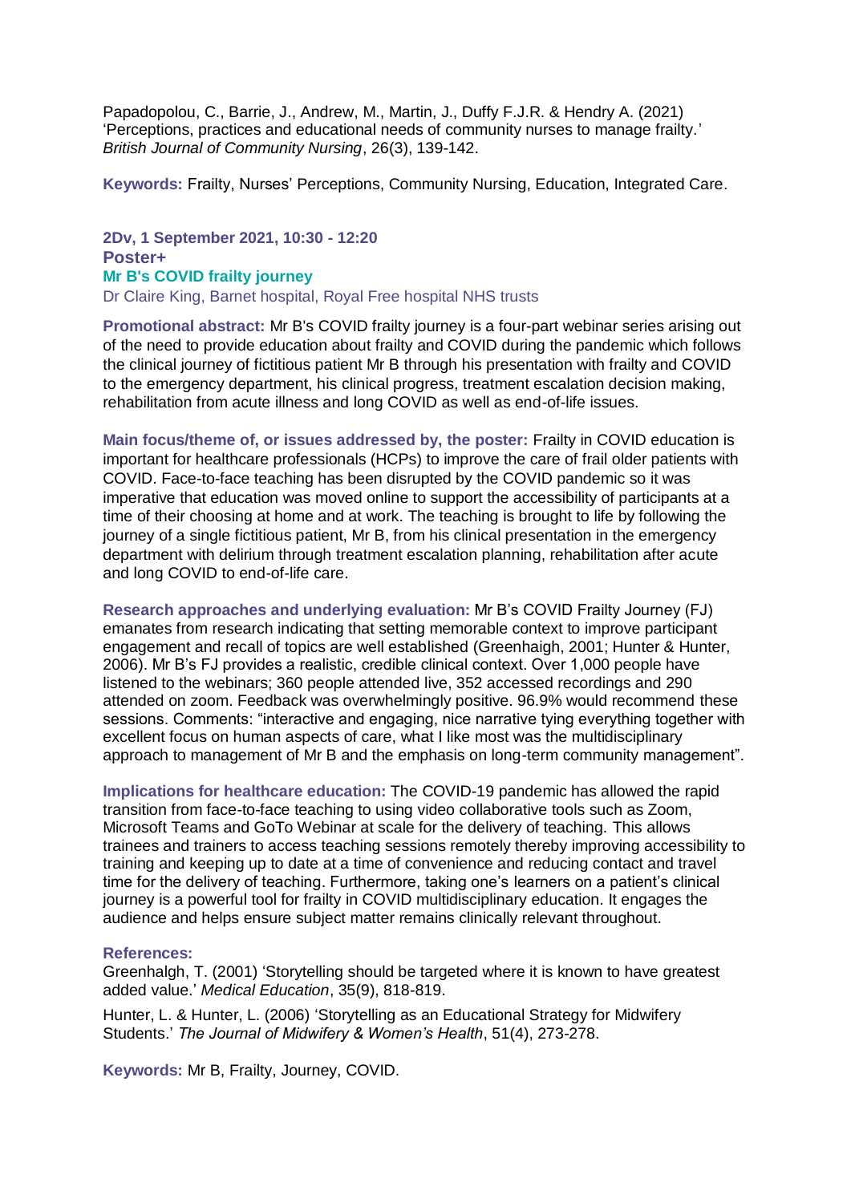Papadopolou, C., Barrie, J., Andrew, M., Martin, J., Duffy F.J.R. & Hendry A. (2021) 'Perceptions, practices and educational needs of community nurses to manage frailty.' *British Journal of Community Nursing*, 26(3), 139-142.

**Keywords:** Frailty, Nurses' Perceptions, Community Nursing, Education, Integrated Care.

**2Dv, 1 September 2021, 10:30 - 12:20**

**Poster+**

### Mr B's COVID frailty journey

Dr Claire King, Barnet hospital, Royal Free hospital NHS trusts

**Promotional abstract:** Mr B's COVID frailty journey is a four-part webinar series arising out of the need to provide education about frailty and COVID during the pandemic which follows the clinical journey of fictitious patient Mr B through his presentation with frailty and COVID to the emergency department, his clinical progress, treatment escalation decision making, rehabilitation from acute illness and long COVID as well as end-of-life issues.

**Main focus/theme of, or issues addressed by, the poster:** Frailty in COVID education is important for healthcare professionals (HCPs) to improve the care of frail older patients with COVID. Face-to-face teaching has been disrupted by the COVID pandemic so it was imperative that education was moved online to support the accessibility of participants at a time of their choosing at home and at work. The teaching is brought to life by following the journey of a single fictitious patient, Mr B, from his clinical presentation in the emergency department with delirium through treatment escalation planning, rehabilitation after acute and long COVID to end-of-life care.

**Research approaches and underlying evaluation:** Mr B's COVID Frailty Journey (FJ) emanates from research indicating that setting memorable context to improve participant engagement and recall of topics are well established (Greenhaigh, 2001; Hunter & Hunter, 2006). Mr B's FJ provides a realistic, credible clinical context. Over 1,000 people have listened to the webinars; 360 people attended live, 352 accessed recordings and 290 attended on zoom. Feedback was overwhelmingly positive. 96.9% would recommend these sessions. Comments: "interactive and engaging, nice narrative tying everything together with excellent focus on human aspects of care, what I like most was the multidisciplinary approach to management of Mr B and the emphasis on long-term community management".

**Implications for healthcare education:** The COVID-19 pandemic has allowed the rapid transition from face-to-face teaching to using video collaborative tools such as Zoom, Microsoft Teams and GoTo Webinar at scale for the delivery of teaching. This allows trainees and trainers to access teaching sessions remotely thereby improving accessibility to training and keeping up to date at a time of convenience and reducing contact and travel time for the delivery of teaching. Furthermore, taking one's learners on a patient's clinical journey is a powerful tool for frailty in COVID multidisciplinary education. It engages the audience and helps ensure subject matter remains clinically relevant throughout.

**References:**

Greenhalgh, T. (2001) 'Storytelling should be targeted where it is known to have greatest added value.' *Medical Education*, 35(9), 818-819.

Hunter, L. & Hunter, L. (2006) 'Storytelling as an Educational Strategy for Midwifery Students.' *The Journal of Midwifery & Women's Health*, 51(4), 273-278.

**Keywords:** Mr B, Frailty, Journey, COVID.